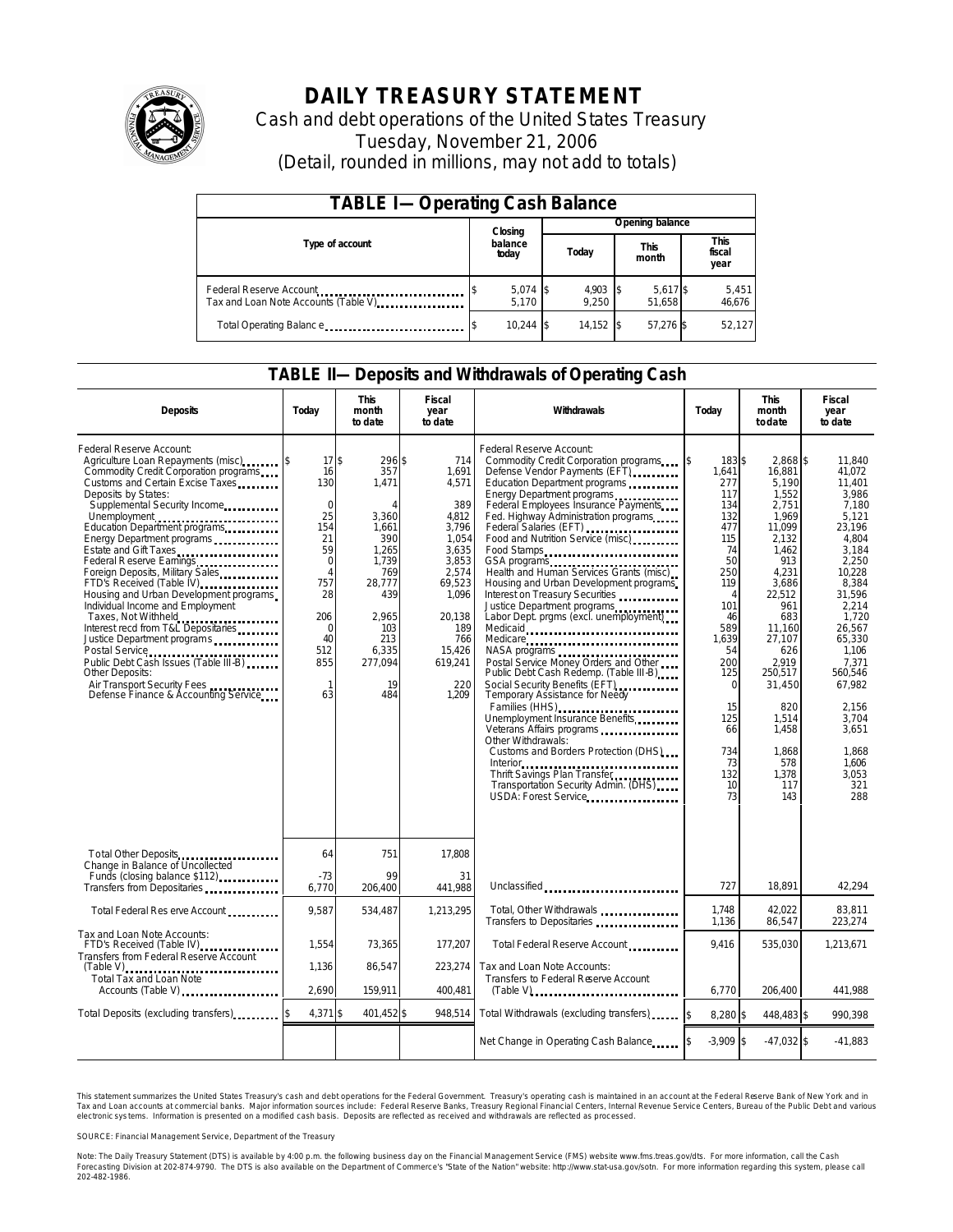# DAILY TREASURY STATEMENT

Cash and debt operations of the United States Treasury

Tuesday, November 21, 2006

(Detail, rounded in millions, may not add to totals)

## TABLE I—Operating Cash Balance

| Type of account | Closing balance today | Opening balance Today | Opening balance This month | Opening balance This fiscal year |
|---|---|---|---|---|
| Federal Reserve Account | $ 5,074 | $ 4,903 | $ 5,617 | $ 5,451 |
| Tax and Loan Note Accounts (Table V) | 5,170 | 9,250 | 51,658 | 46,676 |
| Total Operating Balance | $ 10,244 | $ 14,152 | $ 57,276 | $ 52,127 |

## TABLE II—Deposits and Withdrawals of Operating Cash

| Deposits | Today | This month to date | Fiscal year to date | Withdrawals | Today | This month to date | Fiscal year to date |
|---|---|---|---|---|---|---|---|
| Federal Reserve Account: | | | | Federal Reserve Account: | | | |
| Agriculture Loan Repayments (misc) | $ 17 | $ 296 | $ 714 | Commodity Credit Corporation programs | $ 183 | $ 2,868 | $ 11,840 |
| Commodity Credit Corporation programs | 16 | 357 | 1,691 | Defense Vendor Payments (EFT) | 1,641 | 16,881 | 41,072 |
| Customs and Certain Excise Taxes | 130 | 1,471 | 4,571 | Education Department programs | 277 | 5,190 | 11,401 |
| Deposits by States: | | | | Energy Department programs | 117 | 1,552 | 3,986 |
| Supplemental Security Income | 0 | 4 | 389 | Federal Employees Insurance Payments | 134 | 2,751 | 7,180 |
| Unemployment | 25 | 3,360 | 4,812 | Fed. Highway Administration programs | 132 | 1,969 | 5,121 |
| Education Department programs | 154 | 1,661 | 3,796 | Federal Salaries (EFT) | 477 | 11,099 | 23,196 |
| Energy Department programs | 21 | 390 | 1,054 | Food and Nutrition Service (misc) | 115 | 2,132 | 4,804 |
| Estate and Gift Taxes | 59 | 1,265 | 3,635 | Food Stamps | 74 | 1,462 | 3,184 |
| Federal Reserve Earnings | 0 | 1,739 | 3,853 | GSA programs | 50 | 913 | 2,250 |
| Foreign Deposits, Military Sales | 4 | 769 | 2,574 | Health and Human Services Grants (misc) | 250 | 4,231 | 10,228 |
| FTD's Received (Table IV) | 757 | 28,777 | 69,523 | Housing and Urban Development programs | 119 | 3,686 | 8,384 |
| Housing and Urban Development programs | 28 | 439 | 1,096 | Interest on Treasury Securities | 4 | 22,512 | 31,596 |
| Individual Income and Employment Taxes, Not Withheld | 206 | 2,965 | 20,138 | Justice Department programs | 101 | 961 | 2,214 |
| Interest recd from T&L Depositaries | 0 | 103 | 189 | Labor Dept. prgms (excl. unemployment) | 46 | 683 | 1,720 |
| Justice Department programs | 40 | 213 | 766 | Medicaid | 589 | 11,160 | 26,567 |
| Postal Service | 512 | 6,335 | 15,426 | Medicare | 1,639 | 27,107 | 65,330 |
| Public Debt Cash Issues (Table III-B) | 855 | 277,094 | 619,241 | NASA programs | 54 | 626 | 1,106 |
| Other Deposits: | | | | Postal Service Money Orders and Other | 200 | 2,919 | 7,371 |
| Air Transport Security Fees | 1 | 19 | 220 | Public Debt Cash Redemp. (Table III-B) | 125 | 250,517 | 560,546 |
| Defense Finance & Accounting Service | 63 | 484 | 1,209 | Social Security Benefits (EFT) | 0 | 31,450 | 67,982 |
| | | | | Temporary Assistance for Needy Families (HHS) | 15 | 820 | 2,156 |
| | | | | Unemployment Insurance Benefits | 125 | 1,514 | 3,704 |
| | | | | Veterans Affairs programs | 66 | 1,458 | 3,651 |
| | | | | Other Withdrawals: | | | |
| | | | | Customs and Borders Protection (DHS) | 734 | 1,868 | 1,868 |
| | | | | Interior | 73 | 578 | 1,606 |
| | | | | Thrift Savings Plan Transfer | 132 | 1,378 | 3,053 |
| | | | | Transportation Security Admin. (DHS) | 10 | 117 | 321 |
| | | | | USDA: Forest Service | 73 | 143 | 288 |
| Total Other Deposits | 64 | 751 | 17,808 | | | | |
| Change in Balance of Uncollected Funds (closing balance $112) | -73 | 99 | 31 | | | | |
| Transfers from Depositaries | 6,770 | 206,400 | 441,988 | Unclassified | 727 | 18,891 | 42,294 |
| Total Federal Reserve Account | 9,587 | 534,487 | 1,213,295 | Total, Other Withdrawals | 1,748 | 42,022 | 83,811 |
| | | | | Transfers to Depositaries | 1,136 | 86,547 | 223,274 |
| Tax and Loan Note Accounts: | | | | | | | |
| FTD's Received (Table IV) | 1,554 | 73,365 | 177,207 | Total Federal Reserve Account | 9,416 | 535,030 | 1,213,671 |
| Transfers from Federal Reserve Account (Table V) | 1,136 | 86,547 | 223,274 | Tax and Loan Note Accounts: | | | |
| Total Tax and Loan Note Accounts (Table V) | 2,690 | 159,911 | 400,481 | Transfers to Federal Reserve Account (Table V) | 6,770 | 206,400 | 441,988 |
| Total Deposits (excluding transfers) | $ 4,371 | $ 401,452 | $ 948,514 | Total Withdrawals (excluding transfers) | $ 8,280 | $ 448,483 | $ 990,398 |
| | | | | Net Change in Operating Cash Balance | $ -3,909 | $ -47,032 | $ -41,883 |

This statement summarizes the United States Treasury's cash and debt operations for the Federal Government. Treasury's operating cash is maintained in an account at the Federal Reserve Bank of New York and in Tax and Loan accounts at commercial banks. Major information sources include: Federal Reserve Banks, Treasury Regional Financial Centers, Internal Revenue Service Centers, Bureau of the Public Debt and various electronic systems. Information is presented on a modified cash basis. Deposits are reflected as received and withdrawals are reflected as processed.

SOURCE: Financial Management Service, Department of the Treasury

Note: The Daily Treasury Statement (DTS) is available by 4:00 p.m. the following business day on the Financial Management Service (FMS) website www.fms.treas.gov/dts. For more information, call the Cash Forecasting Division at 202-874-9790. The DTS is also available on the Department of Commerce's "State of the Nation" website: http://www.stat-usa.gov/sotn. For more information regarding this system, please call 202-482-1986.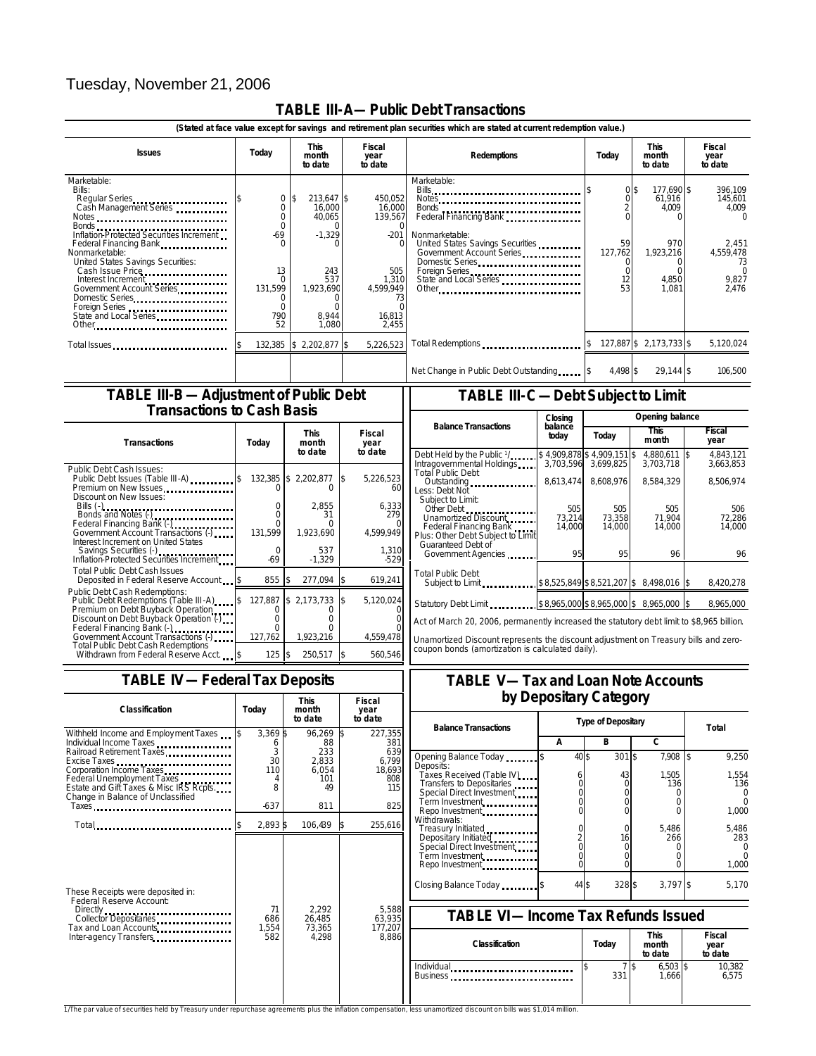Tuesday, November 21, 2006

## TABLE III-A — Public Debt Transactions

(Stated at face value except for savings and retirement plan securities which are stated at current redemption value.)

| Issues | Today | This month to date | Fiscal year to date | Redemptions | Today | This month to date | Fiscal year to date |
|---|---|---|---|---|---|---|---|
| Marketable: | | | | Marketable: | | | |
| Bills: | | | | Bills | $ 0 | $ 177,690 | $ 396,109 |
| Regular Series | $ 0 | $ 213,647 | $ 450,052 | Notes | 0 | 61,916 | 145,601 |
| Cash Management Series | 0 | 16,000 | 16,000 | Bonds | 2 | 4,009 | 4,009 |
| Notes | 0 | 40,065 | 139,567 | Federal Financing Bank | 0 | 0 | 0 |
| Bonds | 0 | 0 | 0 | | | | |
| Inflation-Protected Securities Increment | -69 | -1,329 | -201 | Nonmarketable: | | | |
| Federal Financing Bank | 0 | 0 | 0 | United States Savings Securities | 59 | 970 | 2,451 |
| Nonmarketable: | | | | Government Account Series | 127,762 | 1,923,216 | 4,559,478 |
| United States Savings Securities: | | | | Domestic Series | 0 | 0 | 73 |
| Cash Issue Price | 13 | 243 | 505 | Foreign Series | 0 | 0 | 0 |
| Interest Increment | 0 | 537 | 1,310 | State and Local Series | 12 | 4,850 | 9,827 |
| Government Account Series | 131,599 | 1,923,690 | 4,599,949 | Other | 53 | 1,081 | 2,476 |
| Domestic Series | 0 | 0 | 73 | | | | |
| Foreign Series | 0 | 0 | 0 | | | | |
| State and Local Series | 790 | 8,944 | 16,813 | | | | |
| Other | 52 | 1,080 | 2,455 | | | | |
| Total Issues | $ 132,385 | $ 2,202,877 | $ 5,226,523 | Total Redemptions | $ 127,887 | $ 2,173,733 | $ 5,120,024 |
| | | | | Net Change in Public Debt Outstanding | $ 4,498 | $ 29,144 | $ 106,500 |

## TABLE III-B — Adjustment of Public Debt Transactions to Cash Basis

| Transactions | Today | This month to date | Fiscal year to date |
|---|---|---|---|
| Public Debt Cash Issues: | | | |
| Public Debt Issues (Table III-A) | $ 132,385 | $ 2,202,877 | $ 5,226,523 |
| Premium on New Issues | 0 | 0 | 60 |
| Discount on New Issues: | | | |
| Bills (-) | 0 | 2,855 | 6,333 |
| Bonds and Notes (-) | 0 | 31 | 279 |
| Federal Financing Bank (-) | 0 | 0 | 0 |
| Government Account Transactions (-) | 131,599 | 1,923,690 | 4,599,949 |
| Interest Increment on United States Savings Securities (-) | 0 | 537 | 1,310 |
| Inflation-Protected Securities Increment | -69 | -1,329 | -529 |
| Total Public Debt Cash Issues Deposited in Federal Reserve Account | $ 855 | $ 277,094 | $ 619,241 |
| Public Debt Cash Redemptions: | | | |
| Public Debt Redemptions (Table III-A) | $ 127,887 | $ 2,173,733 | $ 5,120,024 |
| Premium on Debt Buyback Operation | 0 | 0 | 0 |
| Discount on Debt Buyback Operation (-) | 0 | 0 | 0 |
| Federal Financing Bank (-) | 0 | 0 | 0 |
| Government Account Transactions (-) | 127,762 | 1,923,216 | 4,559,478 |
| Total Public Debt Cash Redemptions Withdrawn from Federal Reserve Acct. | $ 125 | $ 250,517 | $ 560,546 |

## TABLE III-C — Debt Subject to Limit

| Balance Transactions | Closing balance today | Opening balance Today | Opening balance This month | Opening balance Fiscal year |
|---|---|---|---|---|
| Debt Held by the Public [1] | $ 4,909,878 | $ 4,909,151 | $ 4,880,611 | $ 4,843,121 |
| Intragovernmental Holdings | 3,703,596 | 3,699,825 | 3,703,718 | 3,663,853 |
| Total Public Debt Outstanding | 8,613,474 | 8,608,976 | 8,584,329 | 8,506,974 |
| Less: Debt Not Subject to Limit: | | | | |
| Other Debt | 505 | 505 | 505 | 506 |
| Unamortized Discount | 73,214 | 73,358 | 71,904 | 72,286 |
| Federal Financing Bank | 14,000 | 14,000 | 14,000 | 14,000 |
| Plus: Other Debt Subject to Limit | | | | |
| Guaranteed Debt of Government Agencies | 95 | 95 | 96 | 96 |
| Total Public Debt Subject to Limit | $ 8,525,849 | $ 8,521,207 | $ 8,498,016 | $ 8,420,278 |
| Statutory Debt Limit | $ 8,965,000 | $ 8,965,000 | $ 8,965,000 | $ 8,965,000 |

Act of March 20, 2006, permanently increased the statutory debt limit to $8,965 billion.

Unamortized Discount represents the discount adjustment on Treasury bills and zero-coupon bonds (amortization is calculated daily).

## TABLE IV — Federal Tax Deposits

| Classification | Today | This month to date | Fiscal year to date |
|---|---|---|---|
| Withheld Income and Employment Taxes | $ 3,369 | $ 96,269 | $ 227,355 |
| Individual Income Taxes | 6 | 88 | 381 |
| Railroad Retirement Taxes | 3 | 233 | 639 |
| Excise Taxes | 30 | 2,833 | 6,799 |
| Corporation Income Taxes | 110 | 6,054 | 18,693 |
| Federal Unemployment Taxes | 4 | 101 | 808 |
| Estate and Gift Taxes & Misc IRS Rcpts. | 8 | 49 | 115 |
| Change in Balance of Unclassified Taxes | -637 | 811 | 825 |
| Total | $ 2,893 | $ 106,439 | $ 255,616 |
| These Receipts were deposited in: | | | |
| Federal Reserve Account: | | | |
| Directly | 71 | 2,292 | 5,588 |
| Collector Depositaries | 686 | 26,485 | 63,935 |
| Tax and Loan Accounts | 1,554 | 73,365 | 177,207 |
| Inter-agency Transfers | 582 | 4,298 | 8,886 |

## TABLE V — Tax and Loan Note Accounts by Depositary Category

| Balance Transactions | Type of Depositary A | Type of Depositary B | Type of Depositary C | Total |
|---|---|---|---|---|
| Opening Balance Today | $ 40 | $ 301 | $ 7,908 | $ 9,250 |
| Deposits: | | | | |
| Taxes Received (Table IV) | 6 | 43 | 1,505 | 1,554 |
| Transfers to Depositaries | 0 | 0 | 136 | 136 |
| Special Direct Investment | 0 | 0 | 0 | 0 |
| Term Investment | 0 | 0 | 0 | 0 |
| Repo Investment | 0 | 0 | 0 | 1,000 |
| Withdrawals: | | | | |
| Treasury Initiated | 0 | 0 | 5,486 | 5,486 |
| Depositary Initiated | 2 | 16 | 266 | 283 |
| Special Direct Investment | 0 | 0 | 0 | 0 |
| Term Investment | 0 | 0 | 0 | 0 |
| Repo Investment | 0 | 0 | 0 | 1,000 |
| Closing Balance Today | $ 44 | $ 328 | $ 3,797 | $ 5,170 |

## TABLE VI — Income Tax Refunds Issued

| Classification | Today | This month to date | Fiscal year to date |
|---|---|---|---|
| Individual | $ 7 | $ 6,503 | $ 10,382 |
| Business | 331 | 1,666 | 6,575 |

1/The par value of securities held by Treasury under repurchase agreements plus the inflation compensation, less unamortized discount on bills was $1,014 million.